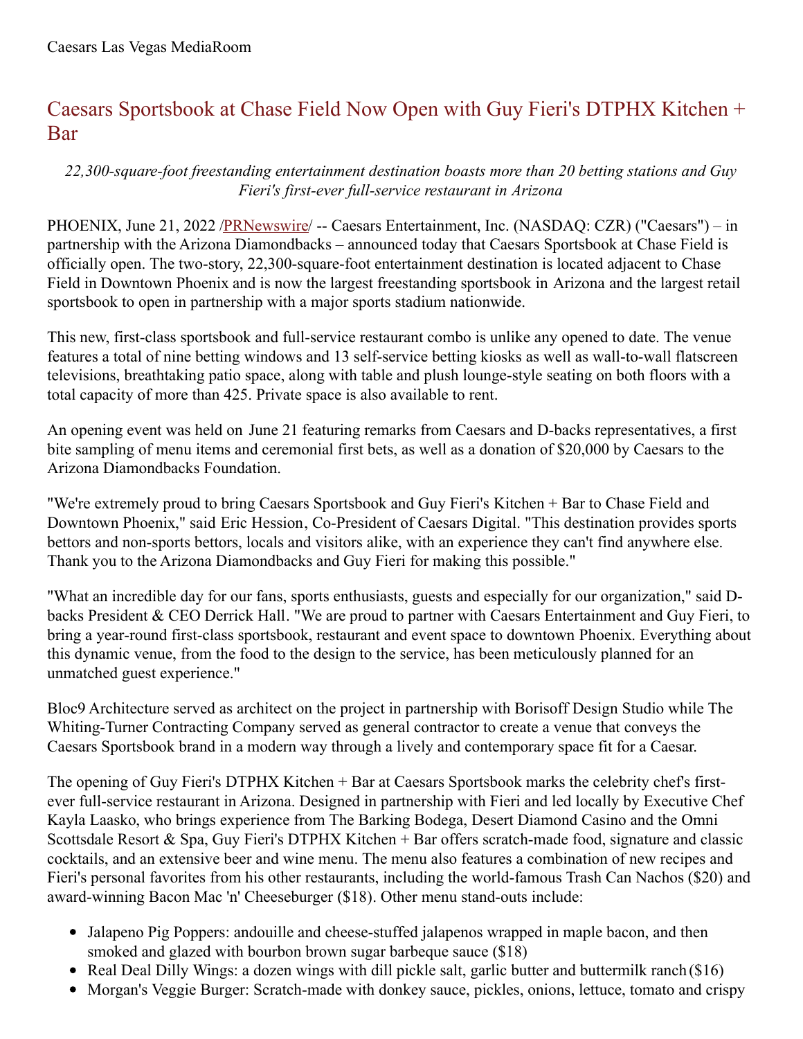Caesars Las Vegas MediaRoom

# Caesars Sportsbook at Chase Field Now Open with Guy Fieri's DTPHX Kitchen + Bar

*22,300-square-foot freestanding entertainment destination boasts more than 20 betting stations and Guy Fieri's first-ever full-service restaurant in Arizona*

PHOENIX, June 21, 2022 /PRNewswire/ -- Caesars Entertainment, Inc. (NASDAQ: CZR) ("Caesars") – in partnership with the Arizona Diamondbacks – announced today that Caesars Sportsbook at Chase Field is officially open. The two-story, 22,300-square-foot entertainment destination is located adjacent to Chase Field in Downtown Phoenix and is now the largest freestanding sportsbook in Arizona and the largest retail sportsbook to open in partnership with a major sports stadium nationwide.

This new, first-class sportsbook and full-service restaurant combo is unlike any opened to date. The venue features a total of nine betting windows and 13 self-service betting kiosks as well as wall-to-wall flatscreen televisions, breathtaking patio space, along with table and plush lounge-style seating on both floors with a total capacity of more than 425. Private space is also available to rent.

An opening event was held on June 21 featuring remarks from Caesars and D-backs representatives, a first bite sampling of menu items and ceremonial first bets, as well as a donation of $20,000 by Caesars to the Arizona Diamondbacks Foundation.

"We're extremely proud to bring Caesars Sportsbook and Guy Fieri's Kitchen + Bar to Chase Field and Downtown Phoenix," said Eric Hession, Co-President of Caesars Digital. "This destination provides sports bettors and non-sports bettors, locals and visitors alike, with an experience they can't find anywhere else. Thank you to the Arizona Diamondbacks and Guy Fieri for making this possible."

"What an incredible day for our fans, sports enthusiasts, guests and especially for our organization," said D-backs President & CEO Derrick Hall. "We are proud to partner with Caesars Entertainment and Guy Fieri, to bring a year-round first-class sportsbook, restaurant and event space to downtown Phoenix. Everything about this dynamic venue, from the food to the design to the service, has been meticulously planned for an unmatched guest experience."

Bloc9 Architecture served as architect on the project in partnership with Borisoff Design Studio while The Whiting-Turner Contracting Company served as general contractor to create a venue that conveys the Caesars Sportsbook brand in a modern way through a lively and contemporary space fit for a Caesar.

The opening of Guy Fieri's DTPHX Kitchen + Bar at Caesars Sportsbook marks the celebrity chef's first-ever full-service restaurant in Arizona. Designed in partnership with Fieri and led locally by Executive Chef Kayla Laasko, who brings experience from The Barking Bodega, Desert Diamond Casino and the Omni Scottsdale Resort & Spa, Guy Fieri's DTPHX Kitchen + Bar offers scratch-made food, signature and classic cocktails, and an extensive beer and wine menu. The menu also features a combination of new recipes and Fieri's personal favorites from his other restaurants, including the world-famous Trash Can Nachos ($20) and award-winning Bacon Mac 'n' Cheeseburger ($18). Other menu stand-outs include:

- Jalapeno Pig Poppers: andouille and cheese-stuffed jalapenos wrapped in maple bacon, and then smoked and glazed with bourbon brown sugar barbeque sauce ($18)
- Real Deal Dilly Wings: a dozen wings with dill pickle salt, garlic butter and buttermilk ranch ($16)
- Morgan's Veggie Burger: Scratch-made with donkey sauce, pickles, onions, lettuce, tomato and crispy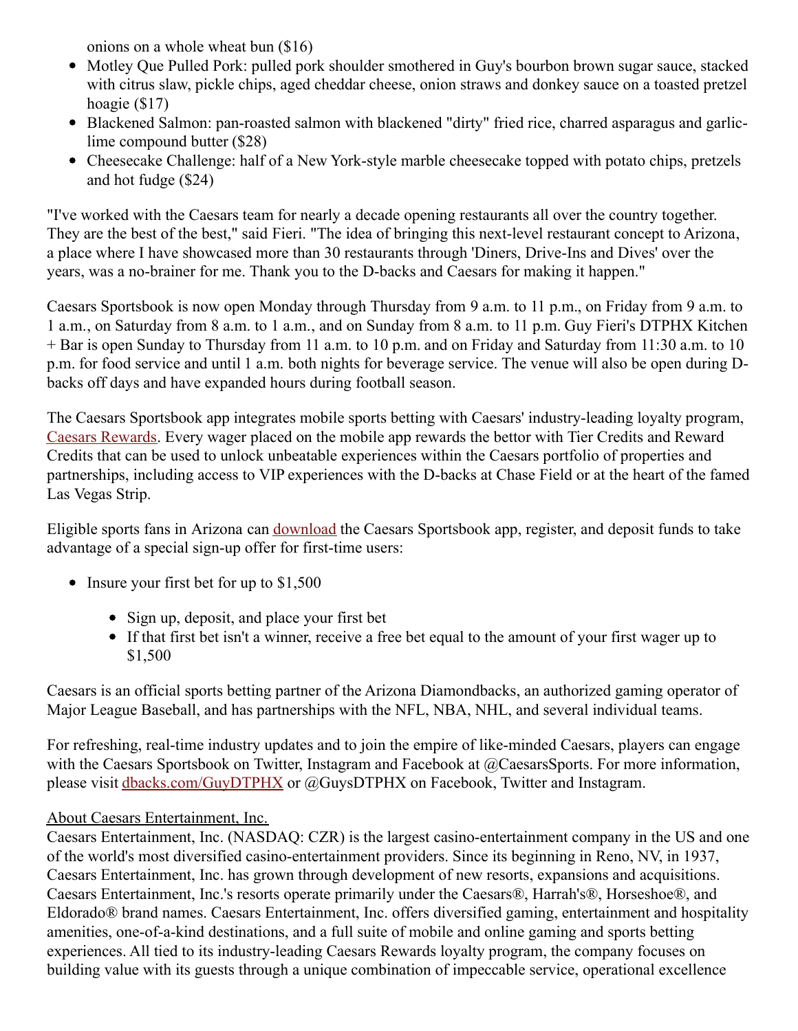onions on a whole wheat bun ($16)

- Motley Que Pulled Pork: pulled pork shoulder smothered in Guy's bourbon brown sugar sauce, stacked with citrus slaw, pickle chips, aged cheddar cheese, onion straws and donkey sauce on a toasted pretzel hoagie ($17)
- Blackened Salmon: pan-roasted salmon with blackened "dirty" fried rice, charred asparagus and garlic-lime compound butter ($28)
- Cheesecake Challenge: half of a New York-style marble cheesecake topped with potato chips, pretzels and hot fudge ($24)

"I've worked with the Caesars team for nearly a decade opening restaurants all over the country together. They are the best of the best," said Fieri. "The idea of bringing this next-level restaurant concept to Arizona, a place where I have showcased more than 30 restaurants through 'Diners, Drive-Ins and Dives' over the years, was a no-brainer for me. Thank you to the D-backs and Caesars for making it happen."

Caesars Sportsbook is now open Monday through Thursday from 9 a.m. to 11 p.m., on Friday from 9 a.m. to 1 a.m., on Saturday from 8 a.m. to 1 a.m., and on Sunday from 8 a.m. to 11 p.m. Guy Fieri's DTPHX Kitchen + Bar is open Sunday to Thursday from 11 a.m. to 10 p.m. and on Friday and Saturday from 11:30 a.m. to 10 p.m. for food service and until 1 a.m. both nights for beverage service. The venue will also be open during D-backs off days and have expanded hours during football season.

The Caesars Sportsbook app integrates mobile sports betting with Caesars' industry-leading loyalty program, Caesars Rewards. Every wager placed on the mobile app rewards the bettor with Tier Credits and Reward Credits that can be used to unlock unbeatable experiences within the Caesars portfolio of properties and partnerships, including access to VIP experiences with the D-backs at Chase Field or at the heart of the famed Las Vegas Strip.

Eligible sports fans in Arizona can download the Caesars Sportsbook app, register, and deposit funds to take advantage of a special sign-up offer for first-time users:

- Insure your first bet for up to $1,500
  - Sign up, deposit, and place your first bet
  - If that first bet isn't a winner, receive a free bet equal to the amount of your first wager up to $1,500

Caesars is an official sports betting partner of the Arizona Diamondbacks, an authorized gaming operator of Major League Baseball, and has partnerships with the NFL, NBA, NHL, and several individual teams.

For refreshing, real-time industry updates and to join the empire of like-minded Caesars, players can engage with the Caesars Sportsbook on Twitter, Instagram and Facebook at @CaesarsSports. For more information, please visit dbacks.com/GuyDTPHX or @GuysDTPHX on Facebook, Twitter and Instagram.

About Caesars Entertainment, Inc.

Caesars Entertainment, Inc. (NASDAQ: CZR) is the largest casino-entertainment company in the US and one of the world's most diversified casino-entertainment providers. Since its beginning in Reno, NV, in 1937, Caesars Entertainment, Inc. has grown through development of new resorts, expansions and acquisitions. Caesars Entertainment, Inc.'s resorts operate primarily under the Caesars®, Harrah's®, Horseshoe®, and Eldorado® brand names. Caesars Entertainment, Inc. offers diversified gaming, entertainment and hospitality amenities, one-of-a-kind destinations, and a full suite of mobile and online gaming and sports betting experiences. All tied to its industry-leading Caesars Rewards loyalty program, the company focuses on building value with its guests through a unique combination of impeccable service, operational excellence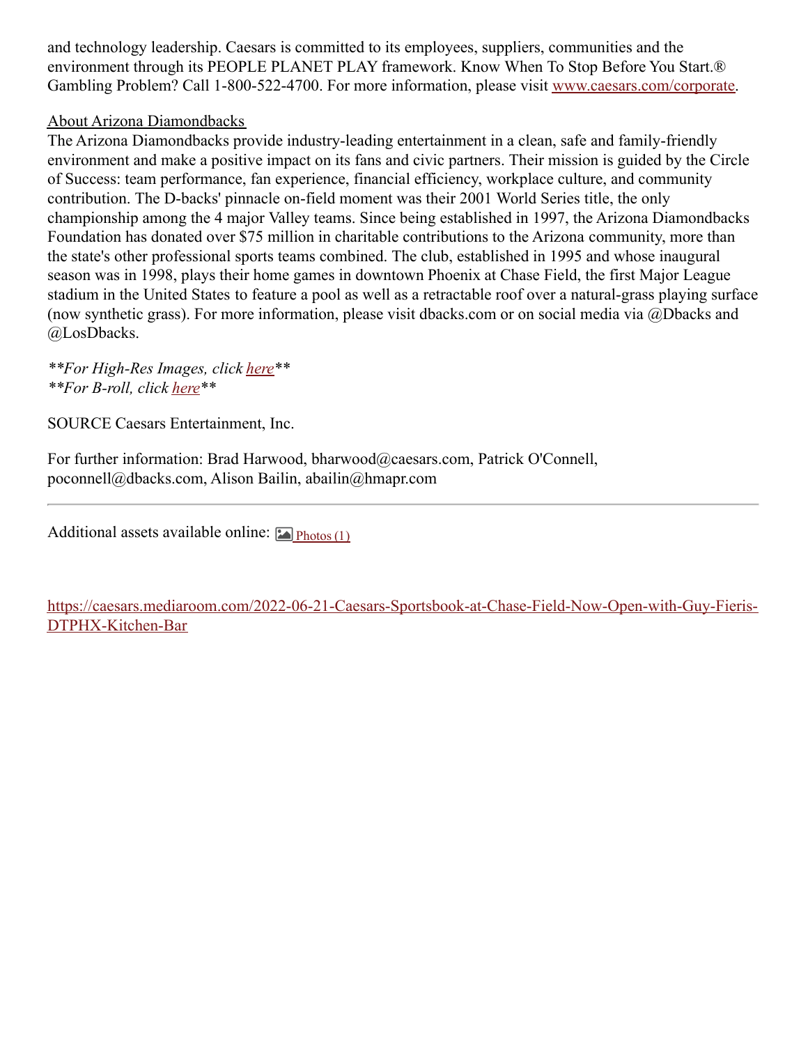and technology leadership. Caesars is committed to its employees, suppliers, communities and the environment through its PEOPLE PLANET PLAY framework. Know When To Stop Before You Start.® Gambling Problem? Call 1-800-522-4700. For more information, please visit [www.caesars.com/corporate](www.caesars.com/corporate).

About Arizona Diamondbacks

The Arizona Diamondbacks provide industry-leading entertainment in a clean, safe and family-friendly environment and make a positive impact on its fans and civic partners. Their mission is guided by the Circle of Success: team performance, fan experience, financial efficiency, workplace culture, and community contribution. The D-backs' pinnacle on-field moment was their 2001 World Series title, the only championship among the 4 major Valley teams. Since being established in 1997, the Arizona Diamondbacks Foundation has donated over $75 million in charitable contributions to the Arizona community, more than the state's other professional sports teams combined. The club, established in 1995 and whose inaugural season was in 1998, plays their home games in downtown Phoenix at Chase Field, the first Major League stadium in the United States to feature a pool as well as a retractable roof over a natural-grass playing surface (now synthetic grass). For more information, please visit dbacks.com or on social media via @Dbacks and @LosDbacks.

*\*\*For High-Res Images, click here\*\**
*\*\*For B-roll, click here\*\**

SOURCE Caesars Entertainment, Inc.

For further information: Brad Harwood, bharwood@caesars.com, Patrick O'Connell, poconnell@dbacks.com, Alison Bailin, abailin@hmapr.com

---

Additional assets available online: Photos (1)

https://caesars.mediaroom.com/2022-06-21-Caesars-Sportsbook-at-Chase-Field-Now-Open-with-Guy-Fieris-DTPHX-Kitchen-Bar